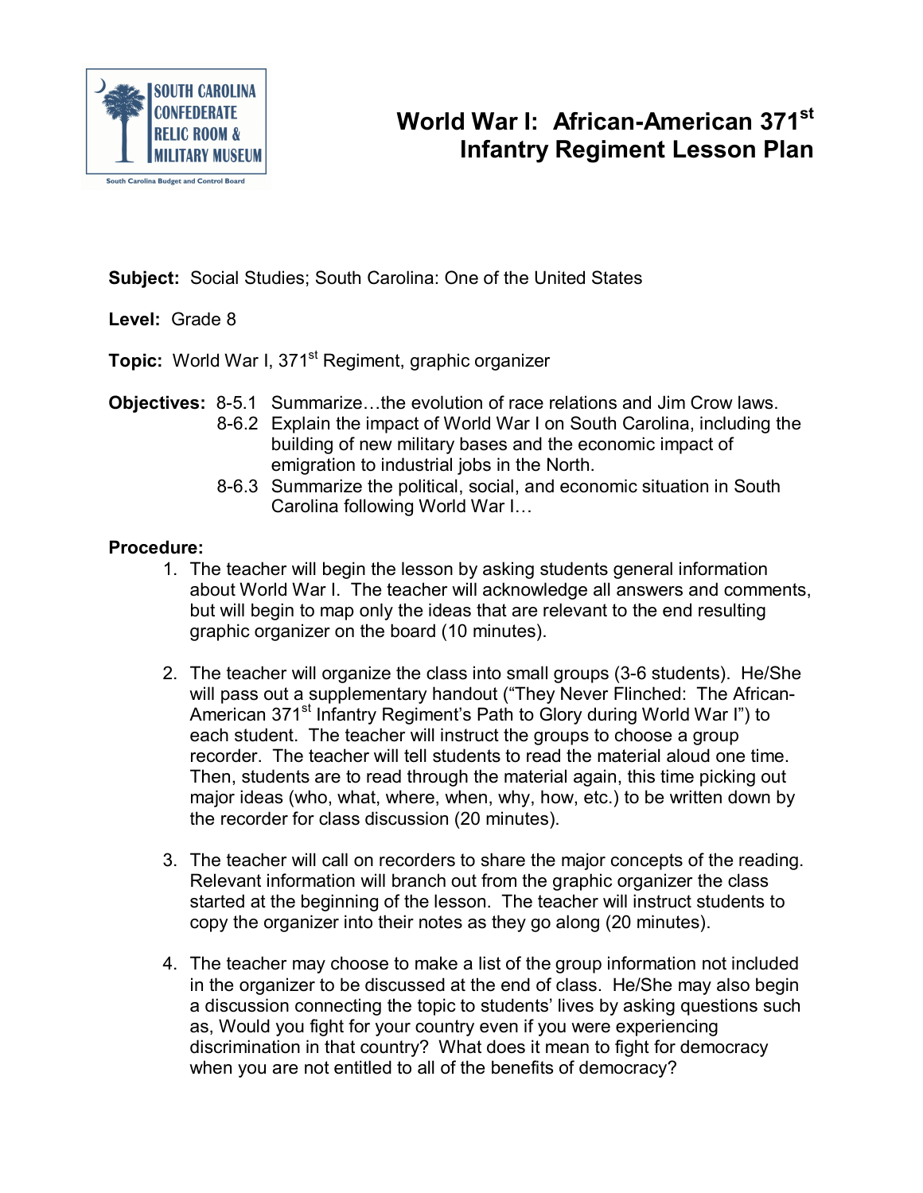# World War I: African-American 371st Infantry Regiment Lesson Plan

**Subject:** Social Studies; South Carolina: One of the United States

**Level:** Grade 8

**Topic:** World War I, 371st Regiment, graphic organizer

**Objectives:**
- 8-5.1 Summarize…the evolution of race relations and Jim Crow laws.
- 8-6.2 Explain the impact of World War I on South Carolina, including the building of new military bases and the economic impact of emigration to industrial jobs in the North.
- 8-6.3 Summarize the political, social, and economic situation in South Carolina following World War I…

**Procedure:**

1. The teacher will begin the lesson by asking students general information about World War I. The teacher will acknowledge all answers and comments, but will begin to map only the ideas that are relevant to the end resulting graphic organizer on the board (10 minutes).

2. The teacher will organize the class into small groups (3-6 students). He/She will pass out a supplementary handout ("They Never Flinched: The African-American 371st Infantry Regiment's Path to Glory during World War I") to each student. The teacher will instruct the groups to choose a group recorder. The teacher will tell students to read the material aloud one time. Then, students are to read through the material again, this time picking out major ideas (who, what, where, when, why, how, etc.) to be written down by the recorder for class discussion (20 minutes).

3. The teacher will call on recorders to share the major concepts of the reading. Relevant information will branch out from the graphic organizer the class started at the beginning of the lesson. The teacher will instruct students to copy the organizer into their notes as they go along (20 minutes).

4. The teacher may choose to make a list of the group information not included in the organizer to be discussed at the end of class. He/She may also begin a discussion connecting the topic to students' lives by asking questions such as, Would you fight for your country even if you were experiencing discrimination in that country? What does it mean to fight for democracy when you are not entitled to all of the benefits of democracy?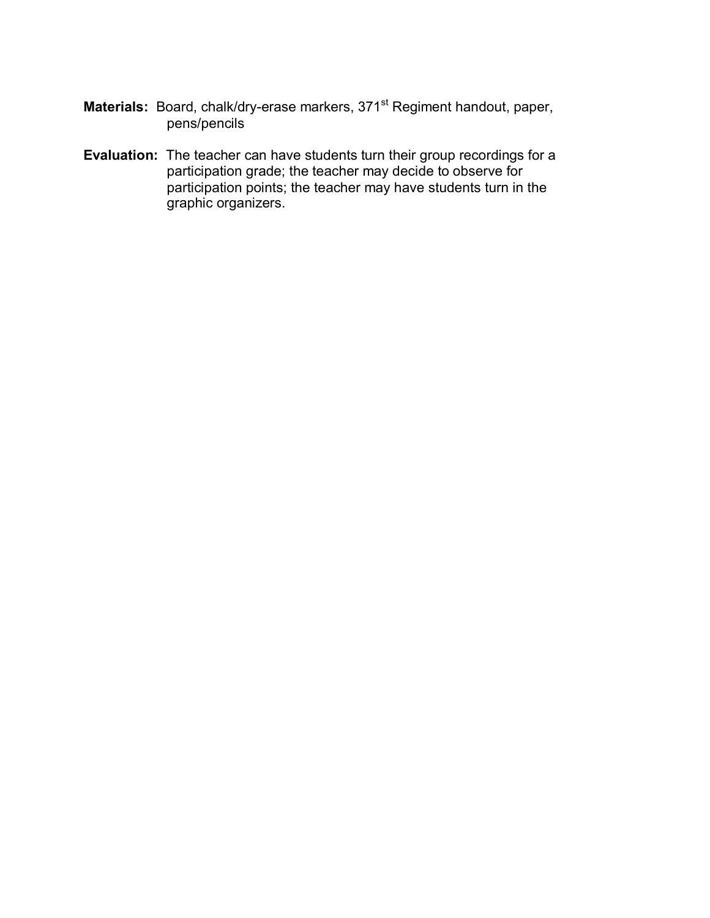**Materials:** Board, chalk/dry-erase markers, 371st Regiment handout, paper, pens/pencils

**Evaluation:** The teacher can have students turn their group recordings for a participation grade; the teacher may decide to observe for participation points; the teacher may have students turn in the graphic organizers.